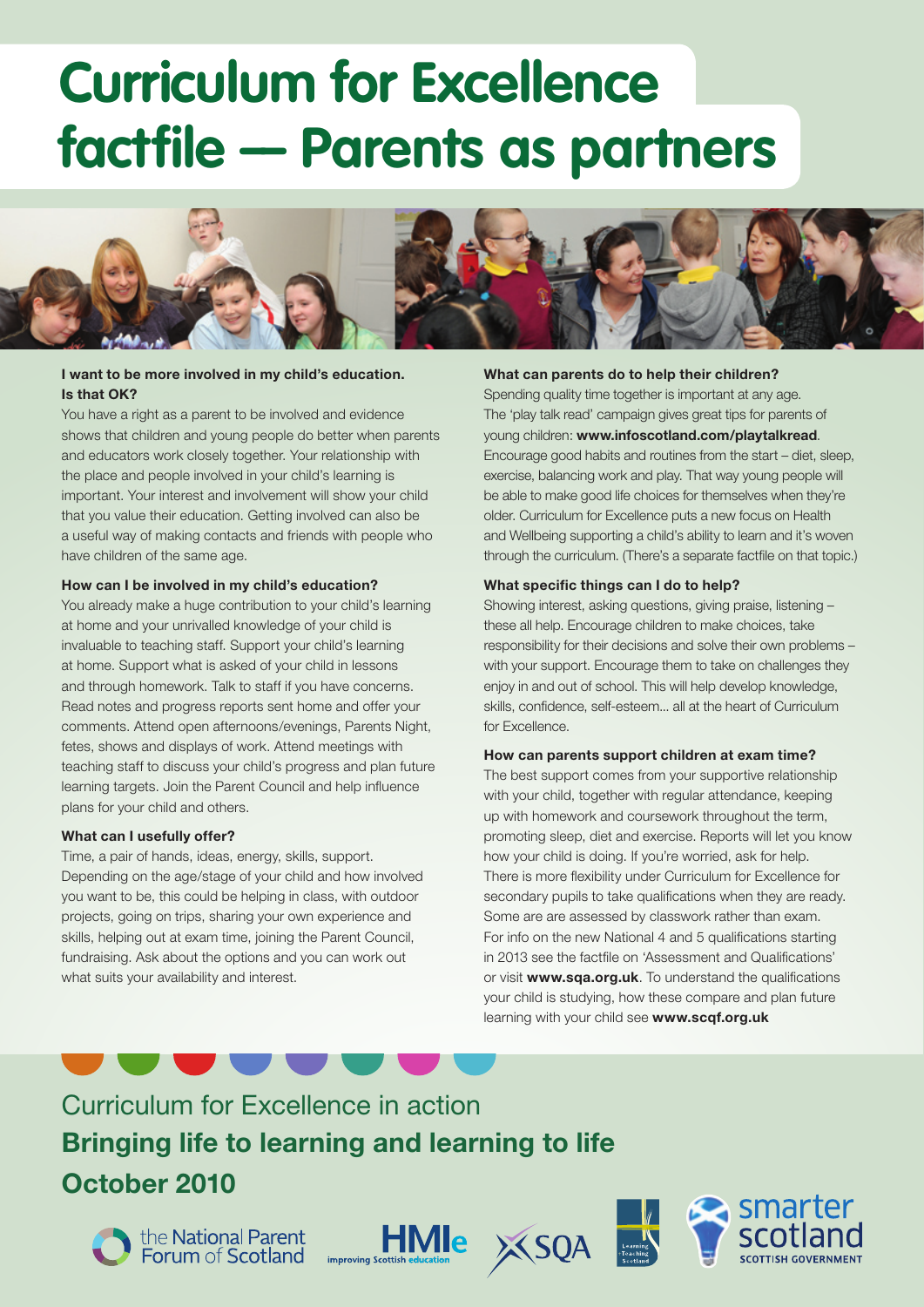# Curriculum for Excellence factfile — Parents as partners

**I want to be more involved in my child's education. Is that OK?**

You have a right as a parent to be involved and evidence shows that children and young people do better when parents and educators work closely together. Your relationship with the place and people involved in your child's learning is important. Your interest and involvement will show your child that you value their education. Getting involved can also be a useful way of making contacts and friends with people who have children of the same age.

**How can I be involved in my child's education?**

You already make a huge contribution to your child's learning at home and your unrivalled knowledge of your child is invaluable to teaching staff. Support your child's learning at home. Support what is asked of your child in lessons and through homework. Talk to staff if you have concerns. Read notes and progress reports sent home and offer your comments. Attend open afternoons/evenings, Parents Night, fetes, shows and displays of work. Attend meetings with teaching staff to discuss your child's progress and plan future learning targets. Join the Parent Council and help influence plans for your child and others.

**What can I usefully offer?**

Time, a pair of hands, ideas, energy, skills, support. Depending on the age/stage of your child and how involved you want to be, this could be helping in class, with outdoor projects, going on trips, sharing your own experience and skills, helping out at exam time, joining the Parent Council, fundraising. Ask about the options and you can work out what suits your availability and interest.

**What can parents do to help their children?**

Spending quality time together is important at any age. The 'play talk read' campaign gives great tips for parents of young children: **www.infoscotland.com/playtalkread**. Encourage good habits and routines from the start – diet, sleep, exercise, balancing work and play. That way young people will be able to make good life choices for themselves when they're older. Curriculum for Excellence puts a new focus on Health and Wellbeing supporting a child's ability to learn and it's woven through the curriculum. (There's a separate factfile on that topic.)

**What specific things can I do to help?**

Showing interest, asking questions, giving praise, listening – these all help. Encourage children to make choices, take responsibility for their decisions and solve their own problems – with your support. Encourage them to take on challenges they enjoy in and out of school. This will help develop knowledge, skills, confidence, self-esteem... all at the heart of Curriculum for Excellence.

**How can parents support children at exam time?**

The best support comes from your supportive relationship with your child, together with regular attendance, keeping up with homework and coursework throughout the term, promoting sleep, diet and exercise. Reports will let you know how your child is doing. If you're worried, ask for help. There is more flexibility under Curriculum for Excellence for secondary pupils to take qualifications when they are ready. Some are are assessed by classwork rather than exam. For info on the new National 4 and 5 qualifications starting in 2013 see the factfile on 'Assessment and Qualifications' or visit **www.sqa.org.uk**. To understand the qualifications your child is studying, how these compare and plan future learning with your child see **www.scqf.org.uk**

Curriculum for Excellence in action

**Bringing life to learning and learning to life**

**October 2010**

the National Parent Forum of Scotland | HMIe improving Scottish education | SQA | Learning and Teaching Scotland | smarter scotland SCOTTISH GOVERNMENT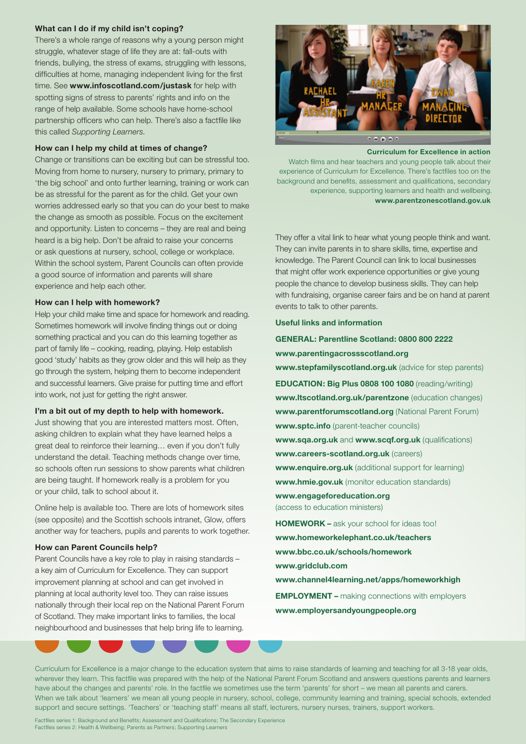### What can I do if my child isn't coping?

There's a whole range of reasons why a young person might struggle, whatever stage of life they are at: fall-outs with friends, bullying, the stress of exams, struggling with lessons, difficulties at home, managing independent living for the first time. See **www.infoscotland.com/justask** for help with spotting signs of stress to parents' rights and info on the range of help available. Some schools have home-school partnership officers who can help. There's also a factfile like this called *Supporting Learners*.

### How can I help my child at times of change?

Change or transitions can be exciting but can be stressful too. Moving from home to nursery, nursery to primary, primary to 'the big school' and onto further learning, training or work can be as stressful for the parent as for the child. Get your own worries addressed early so that you can do your best to make the change as smooth as possible. Focus on the excitement and opportunity. Listen to concerns – they are real and being heard is a big help. Don't be afraid to raise your concerns or ask questions at nursery, school, college or workplace. Within the school system, Parent Councils can often provide a good source of information and parents will share experience and help each other.

### How can I help with homework?

Help your child make time and space for homework and reading. Sometimes homework will involve finding things out or doing something practical and you can do this learning together as part of family life – cooking, reading, playing. Help establish good 'study' habits as they grow older and this will help as they go through the system, helping them to become independent and successful learners. Give praise for putting time and effort into work, not just for getting the right answer.

### I'm a bit out of my depth to help with homework.

Just showing that you are interested matters most. Often, asking children to explain what they have learned helps a great deal to reinforce their learning… even if you don't fully understand the detail. Teaching methods change over time, so schools often run sessions to show parents what children are being taught. If homework really is a problem for you or your child, talk to school about it.

Online help is available too. There are lots of homework sites (see opposite) and the Scottish schools intranet, Glow, offers another way for teachers, pupils and parents to work together.

### How can Parent Councils help?

Parent Councils have a key role to play in raising standards – a key aim of Curriculum for Excellence. They can support improvement planning at school and can get involved in planning at local authority level too. They can raise issues nationally through their local rep on the National Parent Forum of Scotland. They make important links to families, the local neighbourhood and businesses that help bring life to learning. They offer a vital link to hear what young people think and want. They can invite parents in to share skills, time, expertise and knowledge. The Parent Council can link to local businesses that might offer work experience opportunities or give young people the chance to develop business skills. They can help with fundraising, organise career fairs and be on hand at parent events to talk to other parents.

**Curriculum for Excellence in action**

Watch films and hear teachers and young people talk about their experience of Curriculum for Excellence. There's factfiles too on the background and benefits, assessment and qualifications, secondary experience, supporting learners and health and wellbeing.
**www.parentzonescotland.gov.uk**

### Useful links and information

**GENERAL: Parentline Scotland: 0800 800 2222**
**www.parentingacrossscotland.org**
**www.stepfamilyscotland.org.uk** (advice for step parents)

**EDUCATION: Big Plus 0808 100 1080** (reading/writing)
**www.ltscotland.org.uk/parentzone** (education changes)
**www.parentforumscotland.org** (National Parent Forum)
**www.sptc.info** (parent-teacher councils)
**www.sqa.org.uk** and **www.scqf.org.uk** (qualifications)
**www.careers-scotland.org.uk** (careers)
**www.enquire.org.uk** (additional support for learning)
**www.hmie.gov.uk** (monitor education standards)
**www.engageforeducation.org** (access to education ministers)

**HOMEWORK –** ask your school for ideas too!
**www.homeworkelephant.co.uk/teachers**
**www.bbc.co.uk/schools/homework**
**www.gridclub.com**
**www.channel4learning.net/apps/homeworkhigh**

**EMPLOYMENT –** making connections with employers
**www.employersandyoungpeople.org**

Curriculum for Excellence is a major change to the education system that aims to raise standards of learning and teaching for all 3-18 year olds, wherever they learn. This factfile was prepared with the help of the National Parent Forum Scotland and answers questions parents and learners have about the changes and parents' role. In the factfile we sometimes use the term 'parents' for short – we mean all parents and carers. When we talk about 'learners' we mean all young people in nursery, school, college, community learning and training, special schools, extended support and secure settings. 'Teachers' or 'teaching staff' means all staff, lecturers, nursery nurses, trainers, support workers.

Factfiles series 1: Background and Benefits; Assessment and Qualifications; The Secondary Experience
Factfiles series 2: Health & Wellbeing; Parents as Partners; Supporting Learners